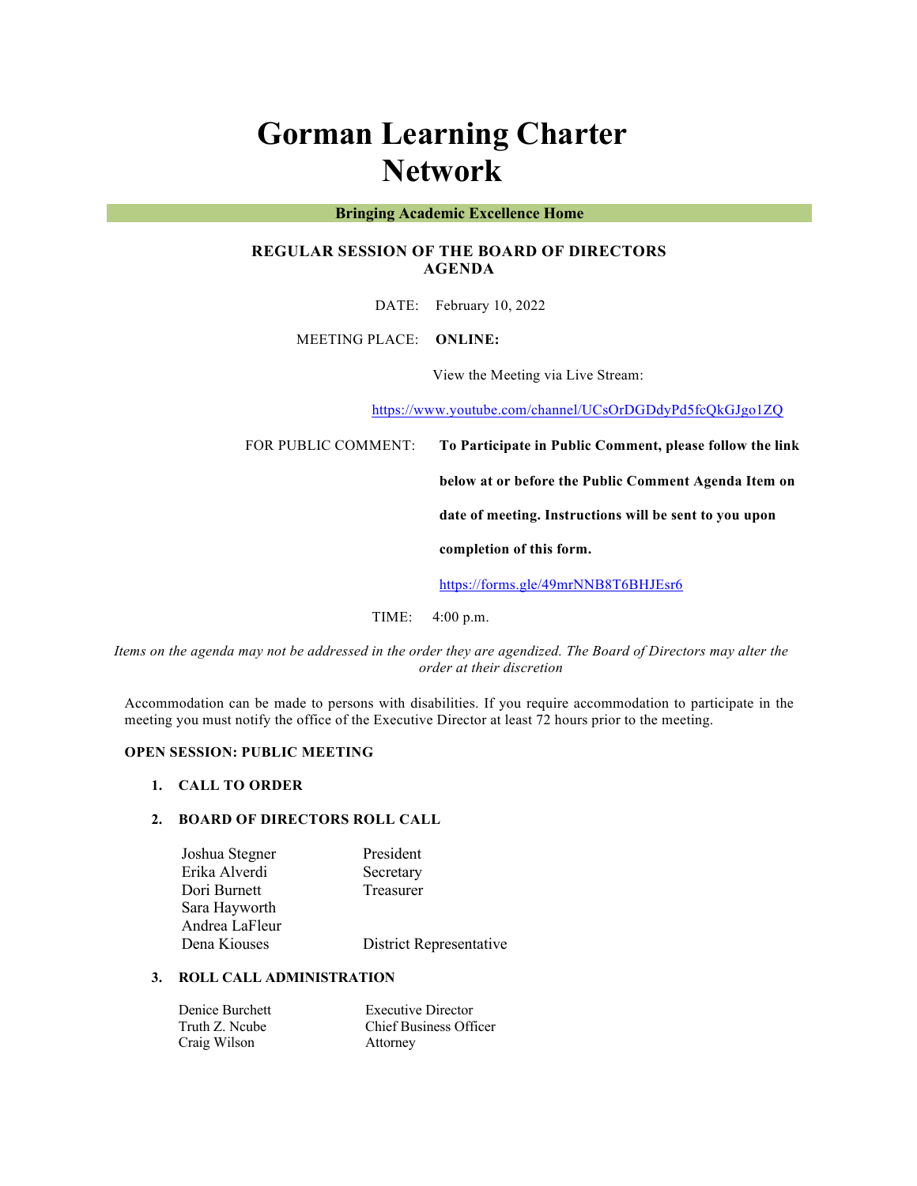# Gorman Learning Charter Network

**Bringing Academic Excellence Home**

## REGULAR SESSION OF THE BOARD OF DIRECTORS AGENDA

DATE: February 10, 2022

MEETING PLACE: **ONLINE:**

View the Meeting via Live Stream:

https://www.youtube.com/channel/UCsOrDGDdyPd5fcQkGJgo1ZQ

FOR PUBLIC COMMENT: **To Participate in Public Comment, please follow the link below at or before the Public Comment Agenda Item on date of meeting. Instructions will be sent to you upon completion of this form.**

https://forms.gle/49mrNNB8T6BHJEsr6

TIME: 4:00 p.m.

*Items on the agenda may not be addressed in the order they are agendized. The Board of Directors may alter the order at their discretion*

Accommodation can be made to persons with disabilities. If you require accommodation to participate in the meeting you must notify the office of the Executive Director at least 72 hours prior to the meeting.

**OPEN SESSION: PUBLIC MEETING**

1. **CALL TO ORDER**

2. **BOARD OF DIRECTORS ROLL CALL**

| | |
|---|---|
| Joshua Stegner | President |
| Erika Alverdi | Secretary |
| Dori Burnett | Treasurer |
| Sara Hayworth | |
| Andrea LaFleur | |
| Dena Kiouses | District Representative |

3. **ROLL CALL ADMINISTRATION**

| | |
|---|---|
| Denice Burchett | Executive Director |
| Truth Z. Ncube | Chief Business Officer |
| Craig Wilson | Attorney |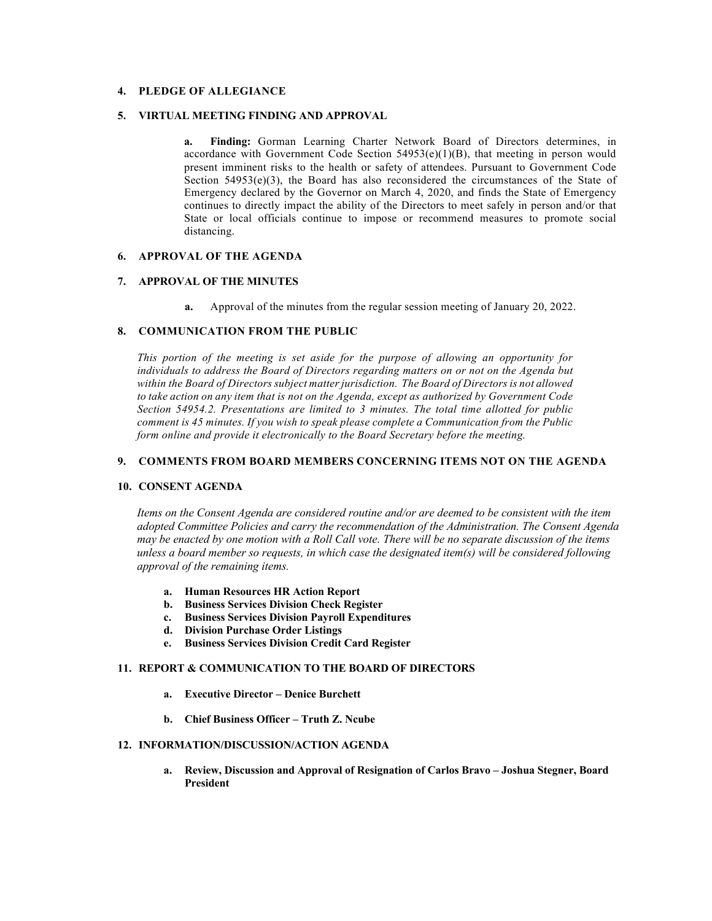## 4. PLEDGE OF ALLEGIANCE

## 5. VIRTUAL MEETING FINDING AND APPROVAL

**a. Finding:** Gorman Learning Charter Network Board of Directors determines, in accordance with Government Code Section 54953(e)(1)(B), that meeting in person would present imminent risks to the health or safety of attendees. Pursuant to Government Code Section 54953(e)(3), the Board has also reconsidered the circumstances of the State of Emergency declared by the Governor on March 4, 2020, and finds the State of Emergency continues to directly impact the ability of the Directors to meet safely in person and/or that State or local officials continue to impose or recommend measures to promote social distancing.

## 6. APPROVAL OF THE AGENDA

## 7. APPROVAL OF THE MINUTES

**a.** Approval of the minutes from the regular session meeting of January 20, 2022.

## 8. COMMUNICATION FROM THE PUBLIC

*This portion of the meeting is set aside for the purpose of allowing an opportunity for individuals to address the Board of Directors regarding matters on or not on the Agenda but within the Board of Directors subject matter jurisdiction. The Board of Directors is not allowed to take action on any item that is not on the Agenda, except as authorized by Government Code Section 54954.2. Presentations are limited to 3 minutes. The total time allotted for public comment is 45 minutes. If you wish to speak please complete a Communication from the Public form online and provide it electronically to the Board Secretary before the meeting.*

## 9. COMMENTS FROM BOARD MEMBERS CONCERNING ITEMS NOT ON THE AGENDA

## 10. CONSENT AGENDA

*Items on the Consent Agenda are considered routine and/or are deemed to be consistent with the item adopted Committee Policies and carry the recommendation of the Administration. The Consent Agenda may be enacted by one motion with a Roll Call vote. There will be no separate discussion of the items unless a board member so requests, in which case the designated item(s) will be considered following approval of the remaining items.*

- **a. Human Resources HR Action Report**
- **b. Business Services Division Check Register**
- **c. Business Services Division Payroll Expenditures**
- **d. Division Purchase Order Listings**
- **e. Business Services Division Credit Card Register**

## 11. REPORT & COMMUNICATION TO THE BOARD OF DIRECTORS

- **a. Executive Director – Denice Burchett**
- **b. Chief Business Officer – Truth Z. Ncube**

## 12. INFORMATION/DISCUSSION/ACTION AGENDA

- **a. Review, Discussion and Approval of Resignation of Carlos Bravo – Joshua Stegner, Board President**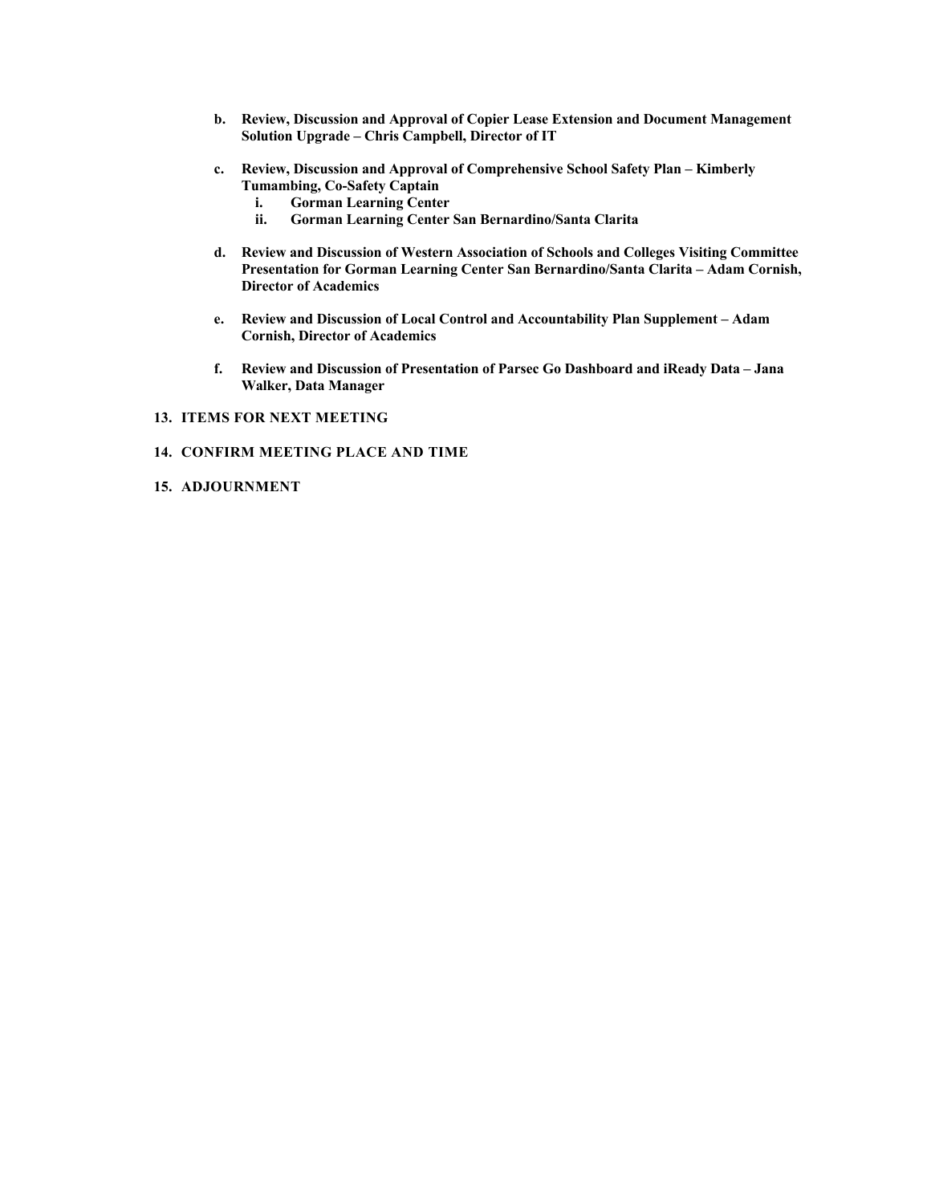b. **Review, Discussion and Approval of Copier Lease Extension and Document Management Solution Upgrade – Chris Campbell, Director of IT**

c. **Review, Discussion and Approval of Comprehensive School Safety Plan – Kimberly Tumambing, Co-Safety Captain**
   i. **Gorman Learning Center**
   ii. **Gorman Learning Center San Bernardino/Santa Clarita**

d. **Review and Discussion of Western Association of Schools and Colleges Visiting Committee Presentation for Gorman Learning Center San Bernardino/Santa Clarita – Adam Cornish, Director of Academics**

e. **Review and Discussion of Local Control and Accountability Plan Supplement – Adam Cornish, Director of Academics**

f. **Review and Discussion of Presentation of Parsec Go Dashboard and iReady Data – Jana Walker, Data Manager**

**13. ITEMS FOR NEXT MEETING**

**14. CONFIRM MEETING PLACE AND TIME**

**15. ADJOURNMENT**